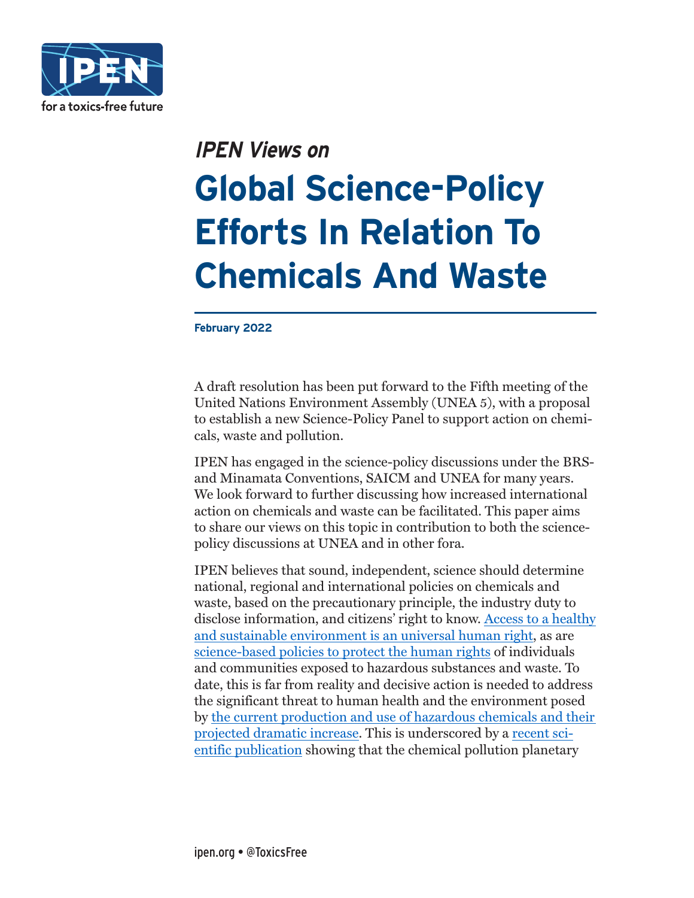*IPEN Views on*

# Global Science-Policy Efforts In Relation To Chemicals And Waste

**February 2022**

A draft resolution has been put forward to the Fifth meeting of the United Nations Environment Assembly (UNEA 5), with a proposal to establish a new Science-Policy Panel to support action on chemicals, waste and pollution.

IPEN has engaged in the science-policy discussions under the BRS- and Minamata Conventions, SAICM and UNEA for many years. We look forward to further discussing how increased international action on chemicals and waste can be facilitated. This paper aims to share our views on this topic in contribution to both the science-policy discussions at UNEA and in other fora.

IPEN believes that sound, independent, science should determine national, regional and international policies on chemicals and waste, based on the precautionary principle, the industry duty to disclose information, and citizens' right to know. Access to a healthy and sustainable environment is an universal human right, as are science-based policies to protect the human rights of individuals and communities exposed to hazardous substances and waste. To date, this is far from reality and decisive action is needed to address the significant threat to human health and the environment posed by the current production and use of hazardous chemicals and their projected dramatic increase. This is underscored by a recent scientific publication showing that the chemical pollution planetary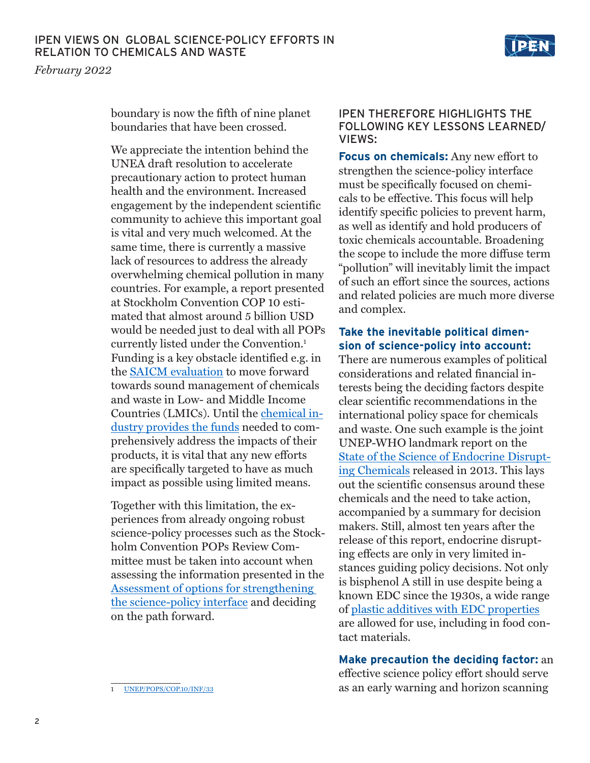boundary is now the fifth of nine planet boundaries that have been crossed.

We appreciate the intention behind the UNEA draft resolution to accelerate precautionary action to protect human health and the environment. Increased engagement by the independent scientific community to achieve this important goal is vital and very much welcomed. At the same time, there is currently a massive lack of resources to address the already overwhelming chemical pollution in many countries. For example, a report presented at Stockholm Convention COP 10 estimated that almost around 5 billion USD would be needed just to deal with all POPs currently listed under the Convention.[1] Funding is a key obstacle identified e.g. in the SAICM evaluation to move forward towards sound management of chemicals and waste in Low- and Middle Income Countries (LMICs). Until the chemical industry provides the funds needed to comprehensively address the impacts of their products, it is vital that any new efforts are specifically targeted to have as much impact as possible using limited means.

Together with this limitation, the experiences from already ongoing robust science-policy processes such as the Stockholm Convention POPs Review Committee must be taken into account when assessing the information presented in the Assessment of options for strengthening the science-policy interface and deciding on the path forward.

## IPEN THEREFORE HIGHLIGHTS THE FOLLOWING KEY LESSONS LEARNED/VIEWS:

**Focus on chemicals:** Any new effort to strengthen the science-policy interface must be specifically focused on chemicals to be effective. This focus will help identify specific policies to prevent harm, as well as identify and hold producers of toxic chemicals accountable. Broadening the scope to include the more diffuse term "pollution" will inevitably limit the impact of such an effort since the sources, actions and related policies are much more diverse and complex.

**Take the inevitable political dimension of science-policy into account:** There are numerous examples of political considerations and related financial interests being the deciding factors despite clear scientific recommendations in the international policy space for chemicals and waste. One such example is the joint UNEP-WHO landmark report on the State of the Science of Endocrine Disrupting Chemicals released in 2013. This lays out the scientific consensus around these chemicals and the need to take action, accompanied by a summary for decision makers. Still, almost ten years after the release of this report, endocrine disrupting effects are only in very limited instances guiding policy decisions. Not only is bisphenol A still in use despite being a known EDC since the 1930s, a wide range of plastic additives with EDC properties are allowed for use, including in food contact materials.

**Make precaution the deciding factor:** an effective science policy effort should serve as an early warning and horizon scanning

---

[1] UNEP/POPS/COP.10/INF/33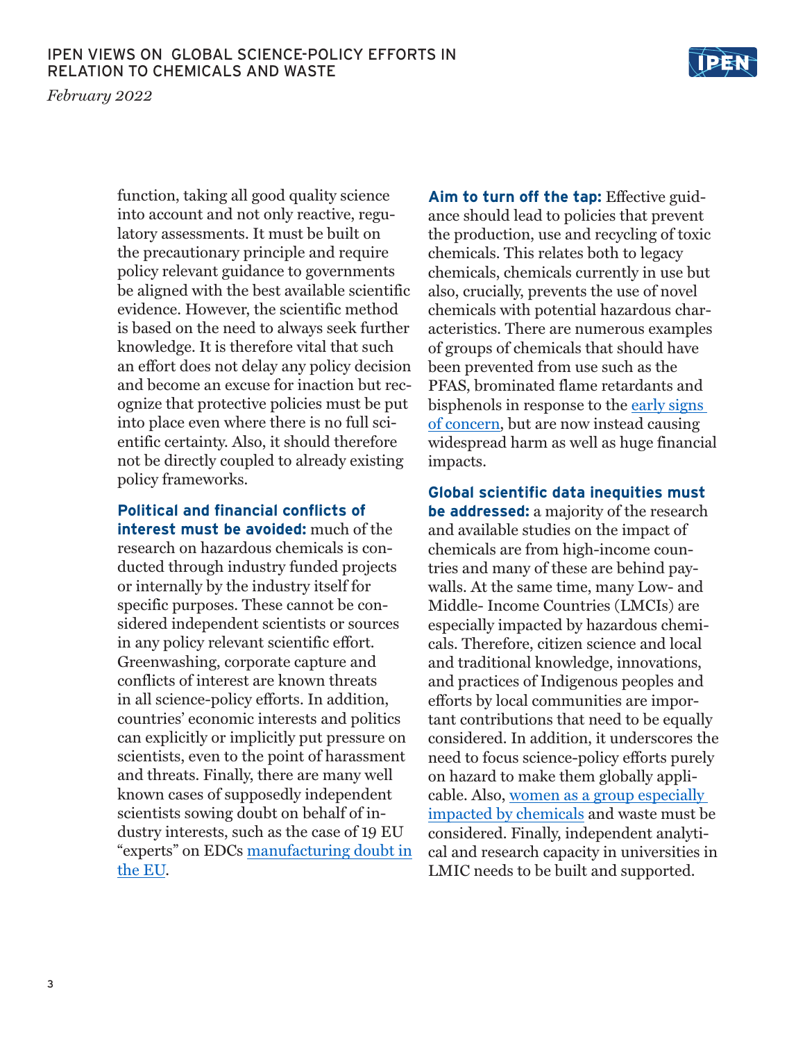function, taking all good quality science into account and not only reactive, regulatory assessments. It must be built on the precautionary principle and require policy relevant guidance to governments be aligned with the best available scientific evidence. However, the scientific method is based on the need to always seek further knowledge. It is therefore vital that such an effort does not delay any policy decision and become an excuse for inaction but recognize that protective policies must be put into place even where there is no full scientific certainty. Also, it should therefore not be directly coupled to already existing policy frameworks.

**Political and financial conflicts of interest must be avoided:** much of the research on hazardous chemicals is conducted through industry funded projects or internally by the industry itself for specific purposes. These cannot be considered independent scientists or sources in any policy relevant scientific effort. Greenwashing, corporate capture and conflicts of interest are known threats in all science-policy efforts. In addition, countries' economic interests and politics can explicitly or implicitly put pressure on scientists, even to the point of harassment and threats. Finally, there are many well known cases of supposedly independent scientists sowing doubt on behalf of industry interests, such as the case of 19 EU "experts" on EDCs manufacturing doubt in the EU.

**Aim to turn off the tap:** Effective guidance should lead to policies that prevent the production, use and recycling of toxic chemicals. This relates both to legacy chemicals, chemicals currently in use but also, crucially, prevents the use of novel chemicals with potential hazardous characteristics. There are numerous examples of groups of chemicals that should have been prevented from use such as the PFAS, brominated flame retardants and bisphenols in response to the early signs of concern, but are now instead causing widespread harm as well as huge financial impacts.

**Global scientific data inequities must be addressed:** a majority of the research and available studies on the impact of chemicals are from high-income countries and many of these are behind paywalls. At the same time, many Low- and Middle- Income Countries (LMCIs) are especially impacted by hazardous chemicals. Therefore, citizen science and local and traditional knowledge, innovations, and practices of Indigenous peoples and efforts by local communities are important contributions that need to be equally considered. In addition, it underscores the need to focus science-policy efforts purely on hazard to make them globally applicable. Also, women as a group especially impacted by chemicals and waste must be considered. Finally, independent analytical and research capacity in universities in LMIC needs to be built and supported.